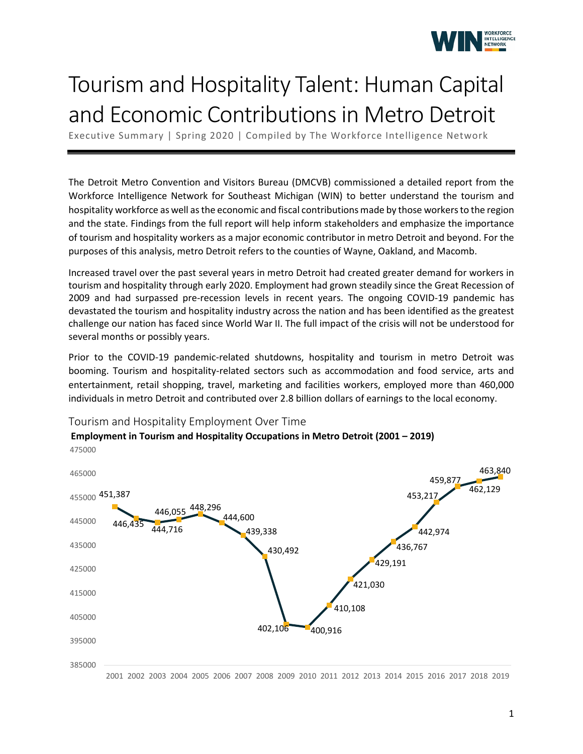# Tourism and Hospitality Talent: Human Capital and Economic Contributions in Metro Detroit

Executive Summary | Spring 2020 | Compiled by The Workforce Intelligence Network

The Detroit Metro Convention and Visitors Bureau (DMCVB) commissioned a detailed report from the Workforce Intelligence Network for Southeast Michigan (WIN) to better understand the tourism and hospitality workforce as well as the economic and fiscal contributions made by those workers to the region and the state. Findings from the full report will help inform stakeholders and emphasize the importance of tourism and hospitality workers as a major economic contributor in metro Detroit and beyond. For the purposes of this analysis, metro Detroit refers to the counties of Wayne, Oakland, and Macomb.

Increased travel over the past several years in metro Detroit had created greater demand for workers in tourism and hospitality through early 2020. Employment had grown steadily since the Great Recession of 2009 and had surpassed pre-recession levels in recent years. The ongoing COVID-19 pandemic has devastated the tourism and hospitality industry across the nation and has been identified as the greatest challenge our nation has faced since World War II. The full impact of the crisis will not be understood for several months or possibly years.

Prior to the COVID-19 pandemic-related shutdowns, hospitality and tourism in metro Detroit was booming. Tourism and hospitality-related sectors such as accommodation and food service, arts and entertainment, retail shopping, travel, marketing and facilities workers, employed more than 460,000 individuals in metro Detroit and contributed over 2.8 billion dollars of earnings to the local economy.

## Tourism and Hospitality Employment Over Time

**Employment in Tourism and Hospitality Occupations in Metro Detroit (2001 – 2019)**

| Year | Employment |
|---|---|
| 2001 | 451,387 |
| 2002 | 446,435 |
| 2003 | 444,716 |
| 2004 | 446,055 |
| 2005 | 448,296 |
| 2006 | 444,600 |
| 2007 | 439,338 |
| 2008 | 430,492 |
| 2009 | 402,106 |
| 2010 | 400,916 |
| 2011 | 410,108 |
| 2012 | 421,030 |
| 2013 | 429,191 |
| 2014 | 436,767 |
| 2015 | 442,974 |
| 2016 | 453,217 |
| 2017 | 459,877 |
| 2018 | 462,129 |
| 2019 | 463,840 |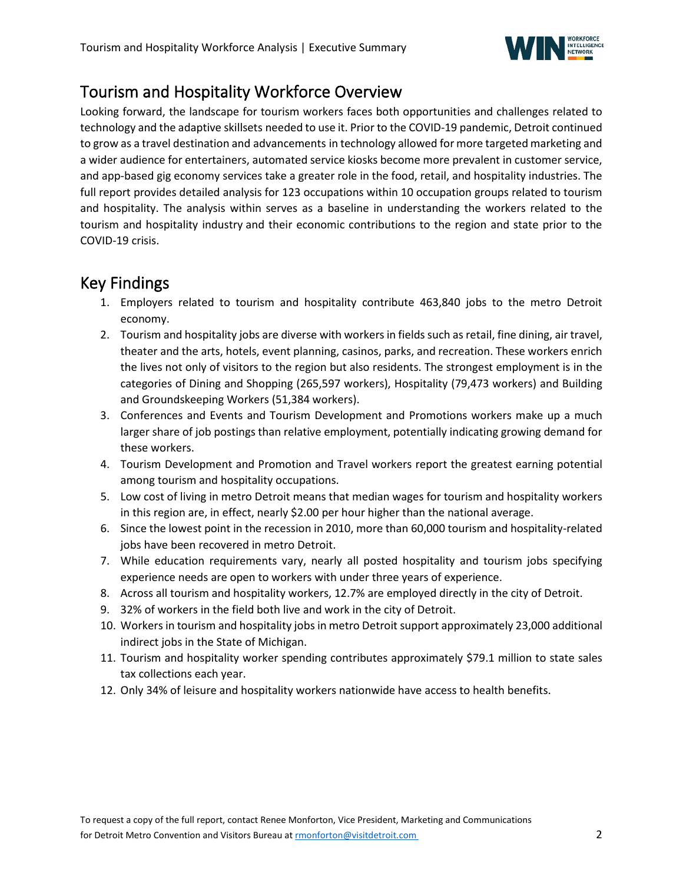## Tourism and Hospitality Workforce Overview

Looking forward, the landscape for tourism workers faces both opportunities and challenges related to technology and the adaptive skillsets needed to use it. Prior to the COVID-19 pandemic, Detroit continued to grow as a travel destination and advancements in technology allowed for more targeted marketing and a wider audience for entertainers, automated service kiosks become more prevalent in customer service, and app-based gig economy services take a greater role in the food, retail, and hospitality industries. The full report provides detailed analysis for 123 occupations within 10 occupation groups related to tourism and hospitality. The analysis within serves as a baseline in understanding the workers related to the tourism and hospitality industry and their economic contributions to the region and state prior to the COVID-19 crisis.

## Key Findings

1. Employers related to tourism and hospitality contribute 463,840 jobs to the metro Detroit economy.
2. Tourism and hospitality jobs are diverse with workers in fields such as retail, fine dining, air travel, theater and the arts, hotels, event planning, casinos, parks, and recreation. These workers enrich the lives not only of visitors to the region but also residents. The strongest employment is in the categories of Dining and Shopping (265,597 workers), Hospitality (79,473 workers) and Building and Groundskeeping Workers (51,384 workers).
3. Conferences and Events and Tourism Development and Promotions workers make up a much larger share of job postings than relative employment, potentially indicating growing demand for these workers.
4. Tourism Development and Promotion and Travel workers report the greatest earning potential among tourism and hospitality occupations.
5. Low cost of living in metro Detroit means that median wages for tourism and hospitality workers in this region are, in effect, nearly $2.00 per hour higher than the national average.
6. Since the lowest point in the recession in 2010, more than 60,000 tourism and hospitality-related jobs have been recovered in metro Detroit.
7. While education requirements vary, nearly all posted hospitality and tourism jobs specifying experience needs are open to workers with under three years of experience.
8. Across all tourism and hospitality workers, 12.7% are employed directly in the city of Detroit.
9. 32% of workers in the field both live and work in the city of Detroit.
10. Workers in tourism and hospitality jobs in metro Detroit support approximately 23,000 additional indirect jobs in the State of Michigan.
11. Tourism and hospitality worker spending contributes approximately $79.1 million to state sales tax collections each year.
12. Only 34% of leisure and hospitality workers nationwide have access to health benefits.

To request a copy of the full report, contact Renee Monforton, Vice President, Marketing and Communications for Detroit Metro Convention and Visitors Bureau at rmonforton@visitdetroit.com